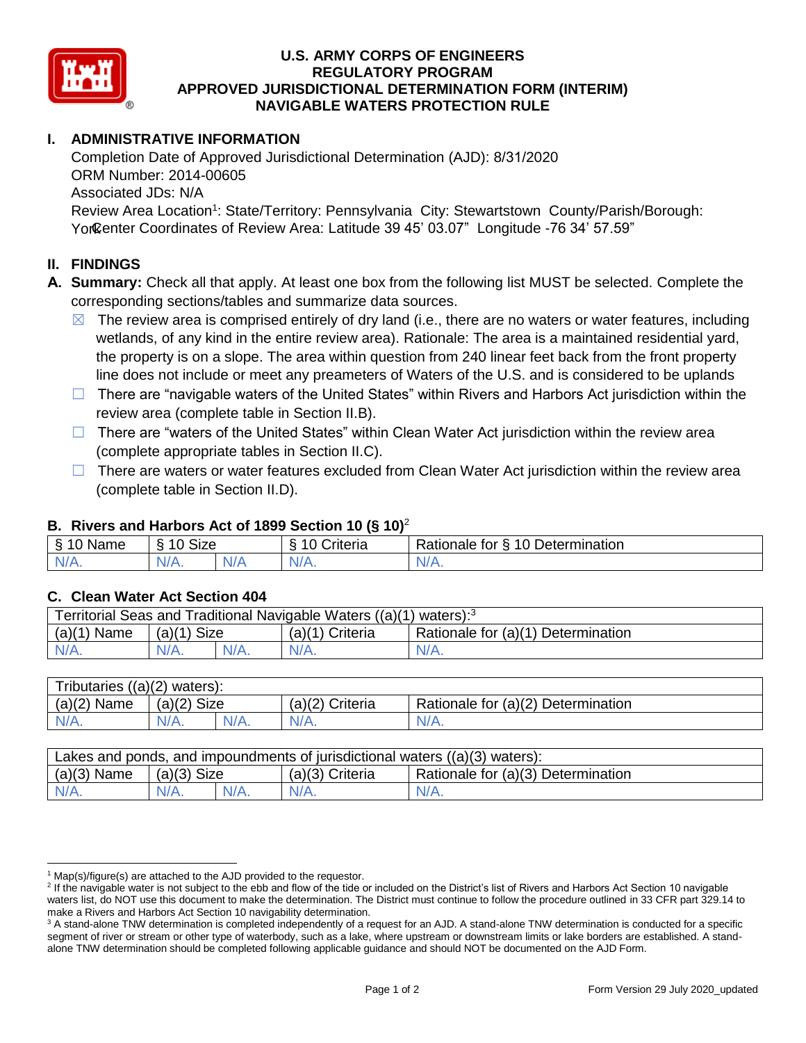# U.S. ARMY CORPS OF ENGINEERS
# REGULATORY PROGRAM
# APPROVED JURISDICTIONAL DETERMINATION FORM (INTERIM)
# NAVIGABLE WATERS PROTECTION RULE

## I. ADMINISTRATIVE INFORMATION

Completion Date of Approved Jurisdictional Determination (AJD): 8/31/2020
ORM Number: 2014-00605
Associated JDs: N/A
Review Area Location[1]: State/Territory: Pennsylvania City: Stewartstown County/Parish/Borough: York Center Coordinates of Review Area: Latitude 39 45' 03.07" Longitude -76 34' 57.59"

## II. FINDINGS

**A. Summary:** Check all that apply. At least one box from the following list MUST be selected. Complete the corresponding sections/tables and summarize data sources.

- ☒ The review area is comprised entirely of dry land (i.e., there are no waters or water features, including wetlands, of any kind in the entire review area). Rationale: The area is a maintained residential yard, the property is on a slope. The area within question from 240 linear feet back from the front property line does not include or meet any preameters of Waters of the U.S. and is considered to be uplands
- ☐ There are "navigable waters of the United States" within Rivers and Harbors Act jurisdiction within the review area (complete table in Section II.B).
- ☐ There are "waters of the United States" within Clean Water Act jurisdiction within the review area (complete appropriate tables in Section II.C).
- ☐ There are waters or water features excluded from Clean Water Act jurisdiction within the review area (complete table in Section II.D).

### B. Rivers and Harbors Act of 1899 Section 10 (§ 10)[2]

| § 10 Name | § 10 Size | | § 10 Criteria | Rationale for § 10 Determination |
|---|---|---|---|---|
| N/A. | N/A. | N/A | N/A. | N/A. |

### C. Clean Water Act Section 404

| Territorial Seas and Traditional Navigable Waters ((a)(1) waters):[3] | | | | |
|---|---|---|---|---|
| (a)(1) Name | (a)(1) Size | | (a)(1) Criteria | Rationale for (a)(1) Determination |
| N/A. | N/A. | N/A. | N/A. | N/A. |

| Tributaries ((a)(2) waters): | | | | |
|---|---|---|---|---|
| (a)(2) Name | (a)(2) Size | | (a)(2) Criteria | Rationale for (a)(2) Determination |
| N/A. | N/A. | N/A. | N/A. | N/A. |

| Lakes and ponds, and impoundments of jurisdictional waters ((a)(3) waters): | | | | |
|---|---|---|---|---|
| (a)(3) Name | (a)(3) Size | | (a)(3) Criteria | Rationale for (a)(3) Determination |
| N/A. | N/A. | N/A. | N/A. | N/A. |

---

[1] Map(s)/figure(s) are attached to the AJD provided to the requestor.

[2] If the navigable water is not subject to the ebb and flow of the tide or included on the District's list of Rivers and Harbors Act Section 10 navigable waters list, do NOT use this document to make the determination. The District must continue to follow the procedure outlined in 33 CFR part 329.14 to make a Rivers and Harbors Act Section 10 navigability determination.

[3] A stand-alone TNW determination is completed independently of a request for an AJD. A stand-alone TNW determination is conducted for a specific segment of river or stream or other type of waterbody, such as a lake, where upstream or downstream limits or lake borders are established. A stand-alone TNW determination should be completed following applicable guidance and should NOT be documented on the AJD Form.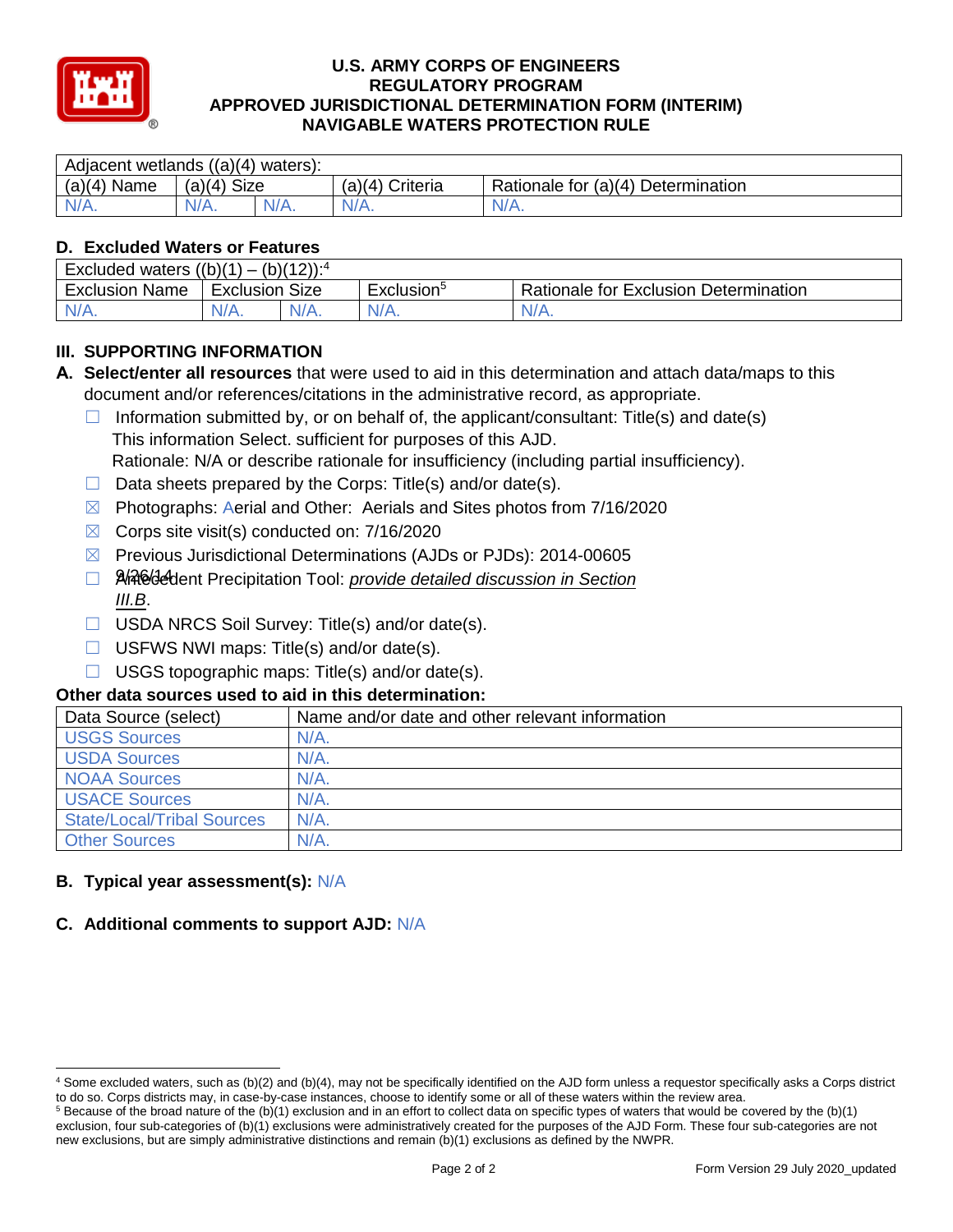**U.S. ARMY CORPS OF ENGINEERS**
**REGULATORY PROGRAM**
**APPROVED JURISDICTIONAL DETERMINATION FORM (INTERIM)**
**NAVIGABLE WATERS PROTECTION RULE**

| Adjacent wetlands ((a)(4) waters): | | | | |
|---|---|---|---|---|
| (a)(4) Name | (a)(4) Size | | (a)(4) Criteria | Rationale for (a)(4) Determination |
| N/A. | N/A. | N/A. | N/A. | N/A. |

### D. Excluded Waters or Features

| Excluded waters ((b)(1) – (b)(12)):[4] | | | | |
|---|---|---|---|---|
| Exclusion Name | Exclusion Size | | Exclusion[5] | Rationale for Exclusion Determination |
| N/A. | N/A. | N/A. | N/A. | N/A. |

## III. SUPPORTING INFORMATION

**A. Select/enter all resources** that were used to aid in this determination and attach data/maps to this document and/or references/citations in the administrative record, as appropriate.

- ☐ Information submitted by, or on behalf of, the applicant/consultant: Title(s) and date(s)
  This information Select. sufficient for purposes of this AJD.
  Rationale: N/A or describe rationale for insufficiency (including partial insufficiency).
- ☐ Data sheets prepared by the Corps: Title(s) and/or date(s).
- ☒ Photographs: Aerial and Other: Aerials and Sites photos from 7/16/2020
- ☒ Corps site visit(s) conducted on: 7/16/2020
- ☒ Previous Jurisdictional Determinations (AJDs or PJDs): 2014-00605
- ☐ Antecedent Precipitation Tool: *provide detailed discussion in Section III.B*. 9/26/14
- ☐ USDA NRCS Soil Survey: Title(s) and/or date(s).
- ☐ USFWS NWI maps: Title(s) and/or date(s).
- ☐ USGS topographic maps: Title(s) and/or date(s).

**Other data sources used to aid in this determination:**

| Data Source (select) | Name and/or date and other relevant information |
|---|---|
| USGS Sources | N/A. |
| USDA Sources | N/A. |
| NOAA Sources | N/A. |
| USACE Sources | N/A. |
| State/Local/Tribal Sources | N/A. |
| Other Sources | N/A. |

**B. Typical year assessment(s):** N/A

**C. Additional comments to support AJD:** N/A

---

[4] Some excluded waters, such as (b)(2) and (b)(4), may not be specifically identified on the AJD form unless a requestor specifically asks a Corps district to do so. Corps districts may, in case-by-case instances, choose to identify some or all of these waters within the review area.

[5] Because of the broad nature of the (b)(1) exclusion and in an effort to collect data on specific types of waters that would be covered by the (b)(1) exclusion, four sub-categories of (b)(1) exclusions were administratively created for the purposes of the AJD Form. These four sub-categories are not new exclusions, but are simply administrative distinctions and remain (b)(1) exclusions as defined by the NWPR.

Form Version 29 July 2020_updated